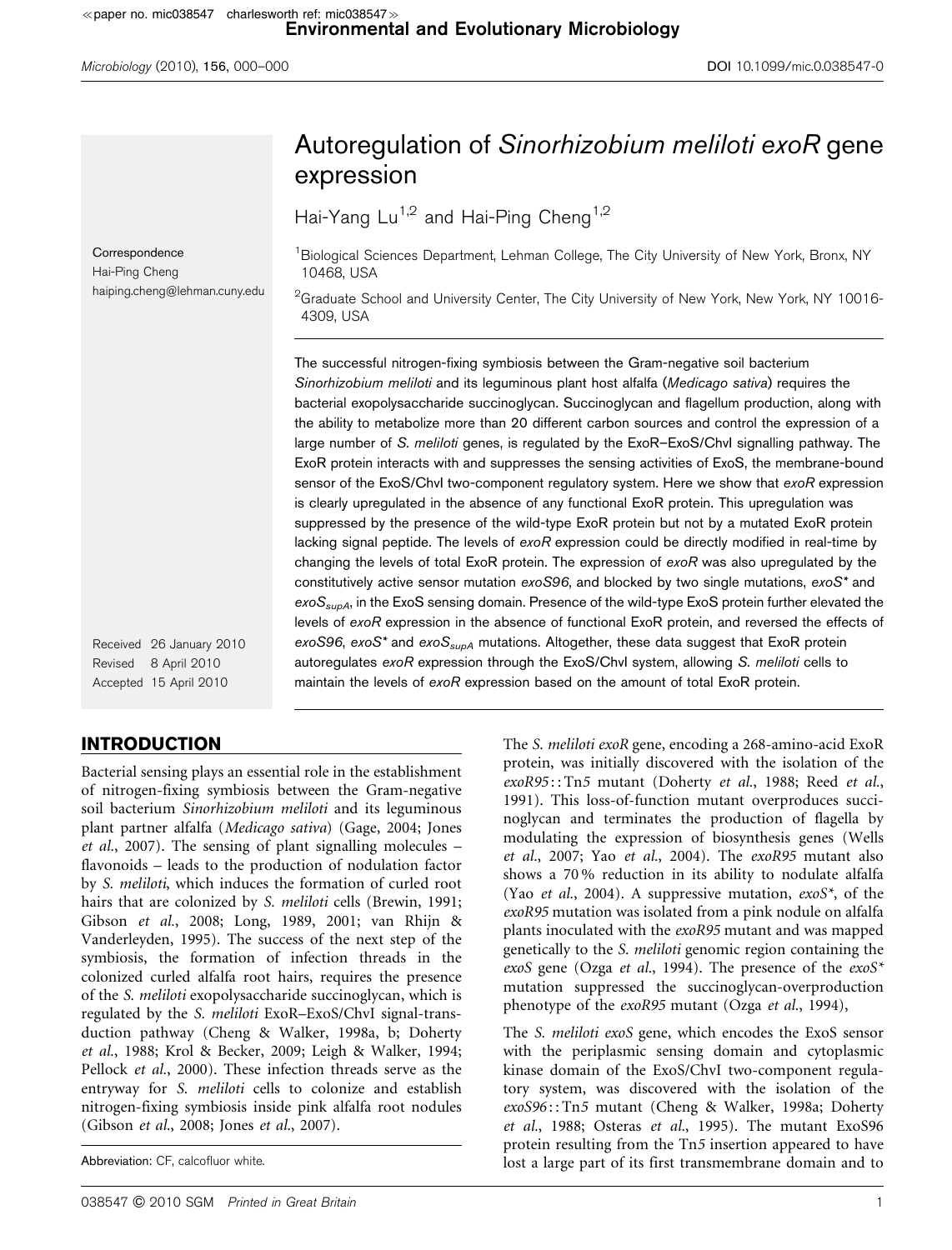# Autoregulation of *Sinorhizobium meliloti exoR* gene expression

Hai-Yang Lu[1,2] and Hai-Ping Cheng[1,2]

[1]Biological Sciences Department, Lehman College, The City University of New York, Bronx, NY 10468, USA

[2]Graduate School and University Center, The City University of New York, New York, NY 10016-4309, USA

Correspondence
Hai-Ping Cheng
haiping.cheng@lehman.cuny.edu

The successful nitrogen-fixing symbiosis between the Gram-negative soil bacterium *Sinorhizobium meliloti* and its leguminous plant host alfalfa (*Medicago sativa*) requires the bacterial exopolysaccharide succinoglycan. Succinoglycan and flagellum production, along with the ability to metabolize more than 20 different carbon sources and control the expression of a large number of *S. meliloti* genes, is regulated by the ExoR–ExoS/ChvI signalling pathway. The ExoR protein interacts with and suppresses the sensing activities of ExoS, the membrane-bound sensor of the ExoS/ChvI two-component regulatory system. Here we show that *exoR* expression is clearly upregulated in the absence of any functional ExoR protein. This upregulation was suppressed by the presence of the wild-type ExoR protein but not by a mutated ExoR protein lacking signal peptide. The levels of *exoR* expression could be directly modified in real-time by changing the levels of total ExoR protein. The expression of *exoR* was also upregulated by the constitutively active sensor mutation *exoS96*, and blocked by two single mutations, *exoS\** and *exoS$_{supA}$*, in the ExoS sensing domain. Presence of the wild-type ExoS protein further elevated the levels of *exoR* expression in the absence of functional ExoR protein, and reversed the effects of *exoS96*, *exoS\** and *exoS$_{supA}$* mutations. Altogether, these data suggest that ExoR protein autoregulates *exoR* expression through the ExoS/ChvI system, allowing *S. meliloti* cells to maintain the levels of *exoR* expression based on the amount of total ExoR protein.

Received 26 January 2010
Revised 8 April 2010
Accepted 15 April 2010

## INTRODUCTION

Bacterial sensing plays an essential role in the establishment of nitrogen-fixing symbiosis between the Gram-negative soil bacterium *Sinorhizobium meliloti* and its leguminous plant partner alfalfa (*Medicago sativa*) (Gage, 2004; Jones *et al.*, 2007). The sensing of plant signalling molecules – flavonoids – leads to the production of nodulation factor by *S. meliloti*, which induces the formation of curled root hairs that are colonized by *S. meliloti* cells (Brewin, 1991; Gibson *et al.*, 2008; Long, 1989, 2001; van Rhijn & Vanderleyden, 1995). The success of the next step of the symbiosis, the formation of infection threads in the colonized curled alfalfa root hairs, requires the presence of the *S. meliloti* exopolysaccharide succinoglycan, which is regulated by the *S. meliloti* ExoR–ExoS/ChvI signal-transduction pathway (Cheng & Walker, 1998a, b; Doherty *et al.*, 1988; Krol & Becker, 2009; Leigh & Walker, 1994; Pellock *et al.*, 2000). These infection threads serve as the entryway for *S. meliloti* cells to colonize and establish nitrogen-fixing symbiosis inside pink alfalfa root nodules (Gibson *et al.*, 2008; Jones *et al.*, 2007).

Abbreviation: CF, calcofluor white.

The *S. meliloti exoR* gene, encoding a 268-amino-acid ExoR protein, was initially discovered with the isolation of the *exoR95*::Tn*5* mutant (Doherty *et al.*, 1988; Reed *et al.*, 1991). This loss-of-function mutant overproduces succinoglycan and terminates the production of flagella by modulating the expression of biosynthesis genes (Wells *et al.*, 2007; Yao *et al.*, 2004). The *exoR95* mutant also shows a 70 % reduction in its ability to nodulate alfalfa (Yao *et al.*, 2004). A suppressive mutation, *exoS\**, of the *exoR95* mutation was isolated from a pink nodule on alfalfa plants inoculated with the *exoR95* mutant and was mapped genetically to the *S. meliloti* genomic region containing the *exoS* gene (Ozga *et al.*, 1994). The presence of the *exoS\** mutation suppressed the succinoglycan-overproduction phenotype of the *exoR95* mutant (Ozga *et al.*, 1994),

The *S. meliloti exoS* gene, which encodes the ExoS sensor with the periplasmic sensing domain and cytoplasmic kinase domain of the ExoS/ChvI two-component regulatory system, was discovered with the isolation of the *exoS96*::Tn*5* mutant (Cheng & Walker, 1998a; Doherty *et al.*, 1988; Osteras *et al.*, 1995). The mutant ExoS96 protein resulting from the Tn*5* insertion appeared to have lost a large part of its first transmembrane domain and to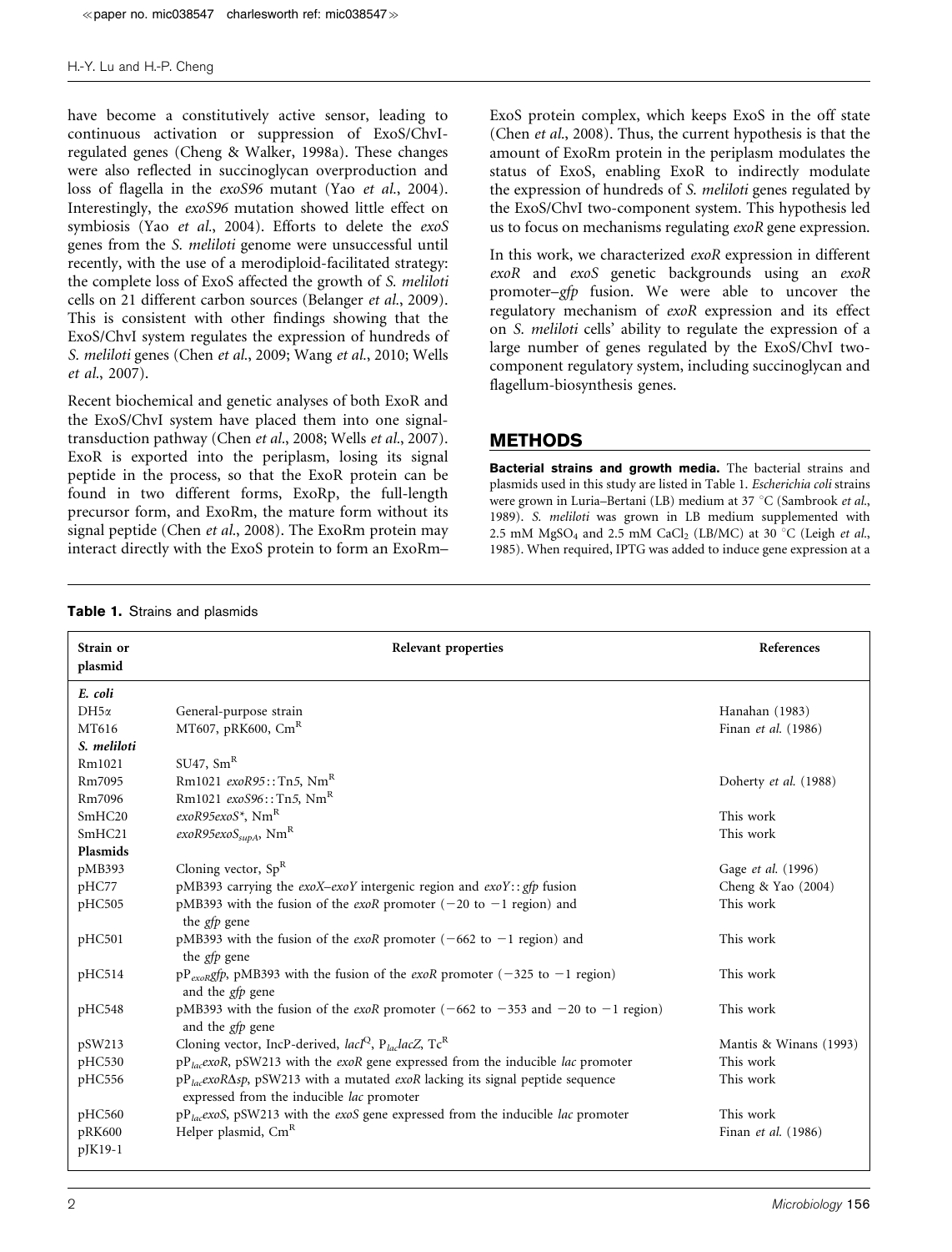have become a constitutively active sensor, leading to continuous activation or suppression of ExoS/ChvI-regulated genes (Cheng & Walker, 1998a). These changes were also reflected in succinoglycan overproduction and loss of flagella in the *exoS96* mutant (Yao *et al.*, 2004). Interestingly, the *exoS96* mutation showed little effect on symbiosis (Yao *et al.*, 2004). Efforts to delete the *exoS* genes from the *S. meliloti* genome were unsuccessful until recently, with the use of a merodiploid-facilitated strategy: the complete loss of ExoS affected the growth of *S. meliloti* cells on 21 different carbon sources (Belanger *et al.*, 2009). This is consistent with other findings showing that the ExoS/ChvI system regulates the expression of hundreds of *S. meliloti* genes (Chen *et al.*, 2009; Wang *et al.*, 2010; Wells *et al.*, 2007).

Recent biochemical and genetic analyses of both ExoR and the ExoS/ChvI system have placed them into one signal-transduction pathway (Chen *et al.*, 2008; Wells *et al.*, 2007). ExoR is exported into the periplasm, losing its signal peptide in the process, so that the ExoR protein can be found in two different forms, ExoRp, the full-length precursor form, and ExoRm, the mature form without its signal peptide (Chen *et al.*, 2008). The ExoRm protein may interact directly with the ExoS protein to form an ExoRm–ExoS protein complex, which keeps ExoS in the off state (Chen *et al.*, 2008). Thus, the current hypothesis is that the amount of ExoRm protein in the periplasm modulates the status of ExoS, enabling ExoR to indirectly modulate the expression of hundreds of *S. meliloti* genes regulated by the ExoS/ChvI two-component system. This hypothesis led us to focus on mechanisms regulating *exoR* gene expression.

In this work, we characterized *exoR* expression in different *exoR* and *exoS* genetic backgrounds using an *exoR* promoter–*gfp* fusion. We were able to uncover the regulatory mechanism of *exoR* expression and its effect on *S. meliloti* cells' ability to regulate the expression of a large number of genes regulated by the ExoS/ChvI two-component regulatory system, including succinoglycan and flagellum-biosynthesis genes.

## METHODS

**Bacterial strains and growth media.** The bacterial strains and plasmids used in this study are listed in Table 1. *Escherichia coli* strains were grown in Luria–Bertani (LB) medium at 37 °C (Sambrook *et al.*, 1989). *S. meliloti* was grown in LB medium supplemented with 2.5 mM $MgSO_4$ and 2.5 mM $CaCl_2$ (LB/MC) at 30 °C (Leigh *et al.*, 1985). When required, IPTG was added to induce gene expression at a

**Table 1.** Strains and plasmids

| Strain or plasmid | Relevant properties | References |
|---|---|---|
| ***E. coli*** | | |
| DH5α | General-purpose strain | Hanahan (1983) |
| MT616 | MT607, pRK600, $Cm^R$ | Finan *et al.* (1986) |
| ***S. meliloti*** | | |
| Rm1021 | SU47, $Sm^R$ | |
| Rm7095 | Rm1021 *exoR95*::Tn*5*, $Nm^R$ | Doherty *et al.* (1988) |
| Rm7096 | Rm1021 *exoS96*::Tn*5*, $Nm^R$ | |
| SmHC20 | *exoR95exoS\**, $Nm^R$ | This work |
| SmHC21 | *exoR95exoS$_{supA}$*, $Nm^R$ | This work |
| **Plasmids** | | |
| pMB393 | Cloning vector, $Sp^R$ | Gage *et al.* (1996) |
| pHC77 | pMB393 carrying the *exoX*–*exoY* intergenic region and *exoY*::*gfp* fusion | Cheng & Yao (2004) |
| pHC505 | pMB393 with the fusion of the *exoR* promoter (−20 to −1 region) and the *gfp* gene | This work |
| pHC501 | pMB393 with the fusion of the *exoR* promoter (−662 to −1 region) and the *gfp* gene | This work |
| pHC514 | pP$_{exoR}$*gfp*, pMB393 with the fusion of the *exoR* promoter (−325 to −1 region) and the *gfp* gene | This work |
| pHC548 | pMB393 with the fusion of the *exoR* promoter (−662 to −353 and −20 to −1 region) and the *gfp* gene | This work |
| pSW213 | Cloning vector, IncP-derived, *lacI*$^Q$, P$_{lac}$*lacZ*, $Tc^R$ | Mantis & Winans (1993) |
| pHC530 | pP$_{lac}$*exoR*, pSW213 with the *exoR* gene expressed from the inducible *lac* promoter | This work |
| pHC556 | pP$_{lac}$*exoR*Δ*sp*, pSW213 with a mutated *exoR* lacking its signal peptide sequence expressed from the inducible *lac* promoter | This work |
| pHC560 | pP$_{lac}$*exoS*, pSW213 with the *exoS* gene expressed from the inducible *lac* promoter | This work |
| pRK600 | Helper plasmid, $Cm^R$ | Finan *et al.* (1986) |
| pJK19-1 | | |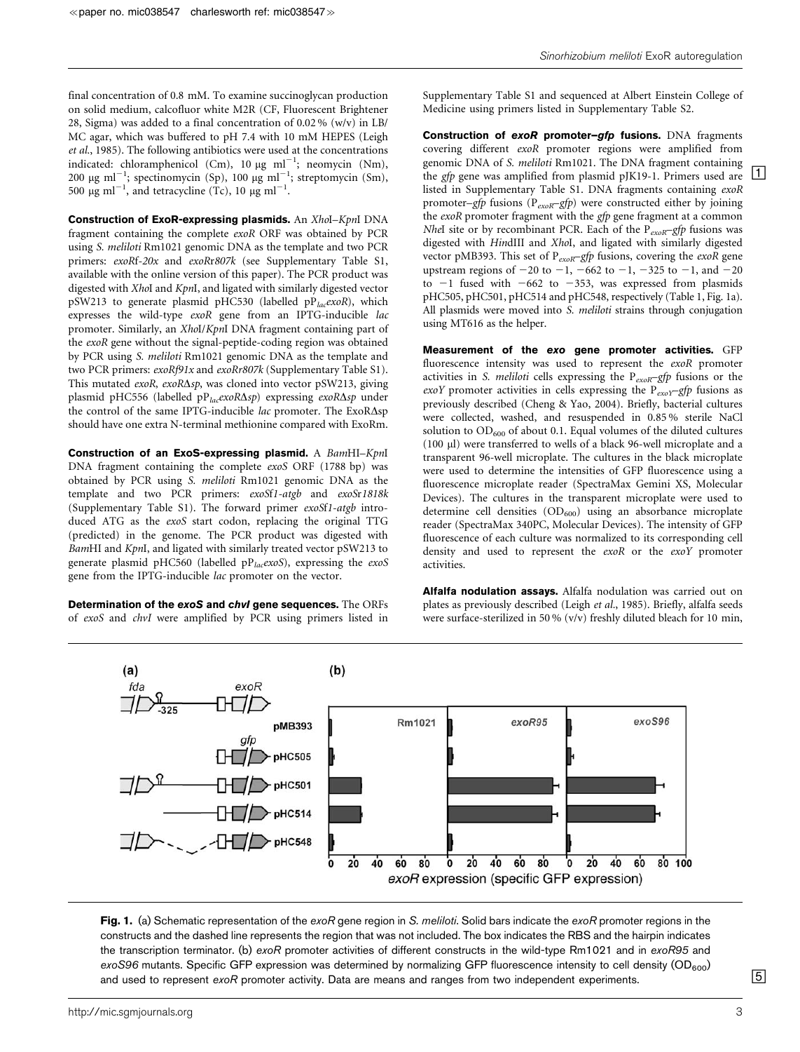final concentration of 0.8 mM. To examine succinoglycan production on solid medium, calcofluor white M2R (CF, Fluorescent Brightener 28, Sigma) was added to a final concentration of 0.02 % (w/v) in LB/MC agar, which was buffered to pH 7.4 with 10 mM HEPES (Leigh *et al.*, 1985). The following antibiotics were used at the concentrations indicated: chloramphenicol (Cm), 10 μg $ml^{-1}$; neomycin (Nm), 200 μg $ml^{-1}$; spectinomycin (Sp), 100 μg $ml^{-1}$; streptomycin (Sm), 500 μg $ml^{-1}$, and tetracycline (Tc), 10 μg $ml^{-1}$.

**Construction of ExoR-expressing plasmids.** An *Xho*I–*Kpn*I DNA fragment containing the complete *exoR* ORF was obtained by PCR using *S. meliloti* Rm1021 genomic DNA as the template and two PCR primers: *exoRf-20x* and *exoRr807k* (see Supplementary Table S1, available with the online version of this paper). The PCR product was digested with *Xho*I and *Kpn*I, and ligated with similarly digested vector pSW213 to generate plasmid pHC530 (labelled $pP_{lac}$*exoR*), which expresses the wild-type *exoR* gene from an IPTG-inducible *lac* promoter. Similarly, an *Xho*I/*Kpn*I DNA fragment containing part of the *exoR* gene without the signal-peptide-coding region was obtained by PCR using *S. meliloti* Rm1021 genomic DNA as the template and two PCR primers: *exoRf91x* and *exoRr807k* (Supplementary Table S1). This mutated *exoR*, *exoRΔsp*, was cloned into vector pSW213, giving plasmid pHC556 (labelled $pP_{lac}$*exoRΔsp*) expressing *exoRΔsp* under the control of the same IPTG-inducible *lac* promoter. The ExoRΔsp should have one extra N-terminal methionine compared with ExoRm.

**Construction of an ExoS-expressing plasmid.** A *Bam*HI–*Kpn*I DNA fragment containing the complete *exoS* ORF (1788 bp) was obtained by PCR using *S. meliloti* Rm1021 genomic DNA as the template and two PCR primers: *exoSf1-atgb* and *exoSr1818k* (Supplementary Table S1). The forward primer *exoSf1-atgb* introduced ATG as the *exoS* start codon, replacing the original TTG (predicted) in the genome. The PCR product was digested with *Bam*HI and *Kpn*I, and ligated with similarly treated vector pSW213 to generate plasmid pHC560 (labelled $pP_{lac}$*exoS*), expressing the *exoS* gene from the IPTG-inducible *lac* promoter on the vector.

**Determination of the *exoS* and *chvI* gene sequences.** The ORFs of *exoS* and *chvI* were amplified by PCR using primers listed in Supplementary Table S1 and sequenced at Albert Einstein College of Medicine using primers listed in Supplementary Table S2.

**Construction of *exoR* promoter–*gfp* fusions.** DNA fragments covering different *exoR* promoter regions were amplified from genomic DNA of *S. meliloti* Rm1021. The DNA fragment containing the *gfp* gene was amplified from plasmid pJK19-1. Primers used are listed in Supplementary Table S1. DNA fragments containing *exoR* promoter–*gfp* fusions ($P_{exoR}$–*gfp*) were constructed either by joining the *exoR* promoter fragment with the *gfp* gene fragment at a common *Nhe*I site or by recombinant PCR. Each of the $P_{exoR}$–*gfp* fusions was digested with *Hin*dIII and *Xho*I, and ligated with similarly digested vector pMB393. This set of $P_{exoR}$–*gfp* fusions, covering the *exoR* gene upstream regions of −20 to −1, −662 to −1, −325 to −1, and −20 to −1 fused with −662 to −353, was expressed from plasmids pHC505, pHC501, pHC514 and pHC548, respectively (Table 1, Fig. 1a). All plasmids were moved into *S. meliloti* strains through conjugation using MT616 as the helper.

**Measurement of the *exo* gene promoter activities.** GFP fluorescence intensity was used to represent the *exoR* promoter activities in *S. meliloti* cells expressing the $P_{exoR}$–*gfp* fusions or the *exoY* promoter activities in cells expressing the $P_{exoY}$–*gfp* fusions as previously described (Cheng & Yao, 2004). Briefly, bacterial cultures were collected, washed, and resuspended in 0.85 % sterile NaCl solution to $OD_{600}$ of about 0.1. Equal volumes of the diluted cultures (100 μl) were transferred to wells of a black 96-well microplate and a transparent 96-well microplate. The cultures in the black microplate were used to determine the intensities of GFP fluorescence using a fluorescence microplate reader (SpectraMax Gemini XS, Molecular Devices). The cultures in the transparent microplate were used to determine cell densities ($OD_{600}$) using an absorbance microplate reader (SpectraMax 340PC, Molecular Devices). The intensity of GFP fluorescence of each culture was normalized to its corresponding cell density and used to represent the *exoR* or the *exoY* promoter activities.

**Alfalfa nodulation assays.** Alfalfa nodulation was carried out on plates as previously described (Leigh *et al.*, 1985). Briefly, alfalfa seeds were surface-sterilized in 50 % (v/v) freshly diluted bleach for 10 min,

**Fig. 1.** (a) Schematic representation of the *exoR* gene region in *S. meliloti*. Solid bars indicate the *exoR* promoter regions in the constructs and the dashed line represents the region that was not included. The box indicates the RBS and the hairpin indicates the transcription terminator. (b) *exoR* promoter activities of different constructs in the wild-type Rm1021 and in *exoR95* and *exoS96* mutants. Specific GFP expression was determined by normalizing GFP fluorescence intensity to cell density ($OD_{600}$) and used to represent *exoR* promoter activity. Data are means and ranges from two independent experiments.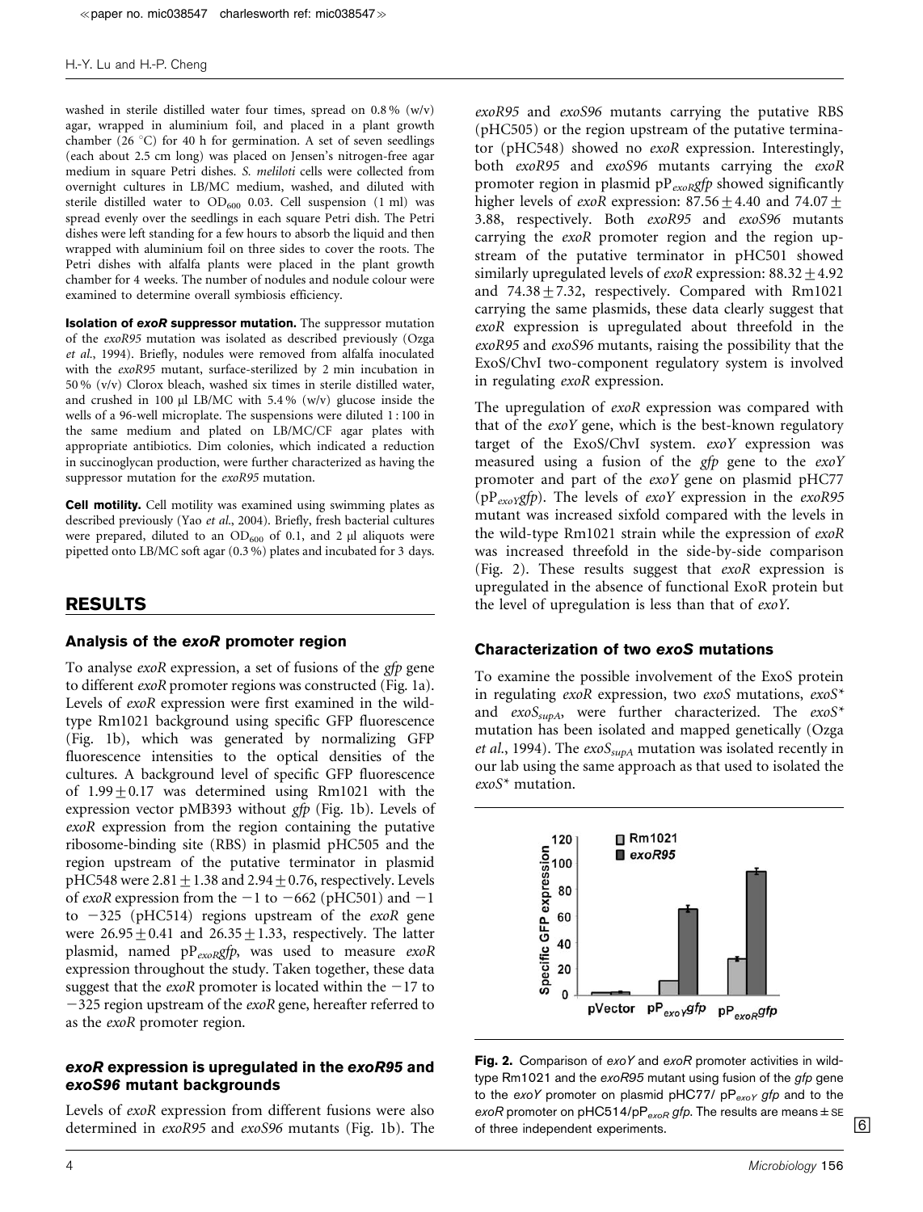washed in sterile distilled water four times, spread on 0.8 % (w/v) agar, wrapped in aluminium foil, and placed in a plant growth chamber (26 °C) for 40 h for germination. A set of seven seedlings (each about 2.5 cm long) was placed on Jensen's nitrogen-free agar medium in square Petri dishes. *S. meliloti* cells were collected from overnight cultures in LB/MC medium, washed, and diluted with sterile distilled water to $OD_{600}$ 0.03. Cell suspension (1 ml) was spread evenly over the seedlings in each square Petri dish. The Petri dishes were left standing for a few hours to absorb the liquid and then wrapped with aluminium foil on three sides to cover the roots. The Petri dishes with alfalfa plants were placed in the plant growth chamber for 4 weeks. The number of nodules and nodule colour were examined to determine overall symbiosis efficiency.

**Isolation of *exoR* suppressor mutation.** The suppressor mutation of the *exoR95* mutation was isolated as described previously (Ozga *et al.*, 1994). Briefly, nodules were removed from alfalfa inoculated with the *exoR95* mutant, surface-sterilized by 2 min incubation in 50 % (v/v) Clorox bleach, washed six times in sterile distilled water, and crushed in 100 µl LB/MC with 5.4 % (w/v) glucose inside the wells of a 96-well microplate. The suspensions were diluted 1 : 100 in the same medium and plated on LB/MC/CF agar plates with appropriate antibiotics. Dim colonies, which indicated a reduction in succinoglycan production, were further characterized as having the suppressor mutation for the *exoR95* mutation.

**Cell motility.** Cell motility was examined using swimming plates as described previously (Yao *et al.*, 2004). Briefly, fresh bacterial cultures were prepared, diluted to an $OD_{600}$ of 0.1, and 2 µl aliquots were pipetted onto LB/MC soft agar (0.3 %) plates and incubated for 3 days.

## RESULTS

### Analysis of the *exoR* promoter region

To analyse *exoR* expression, a set of fusions of the *gfp* gene to different *exoR* promoter regions was constructed (Fig. 1a). Levels of *exoR* expression were first examined in the wild-type Rm1021 background using specific GFP fluorescence (Fig. 1b), which was generated by normalizing GFP fluorescence intensities to the optical densities of the cultures. A background level of specific GFP fluorescence of $1.99 \pm 0.17$ was determined using Rm1021 with the expression vector pMB393 without *gfp* (Fig. 1b). Levels of *exoR* expression from the region containing the putative ribosome-binding site (RBS) in plasmid pHC505 and the region upstream of the putative terminator in plasmid pHC548 were $2.81 \pm 1.38$ and $2.94 \pm 0.76$, respectively. Levels of *exoR* expression from the −1 to −662 (pHC501) and −1 to −325 (pHC514) regions upstream of the *exoR* gene were $26.95 \pm 0.41$ and $26.35 \pm 1.33$, respectively. The latter plasmid, named $pP_{exoR}gfp$, was used to measure *exoR* expression throughout the study. Taken together, these data suggest that the *exoR* promoter is located within the −17 to −325 region upstream of the *exoR* gene, hereafter referred to as the *exoR* promoter region.

### *exoR* expression is upregulated in the *exoR95* and *exoS96* mutant backgrounds

Levels of *exoR* expression from different fusions were also determined in *exoR95* and *exoS96* mutants (Fig. 1b). The *exoR95* and *exoS96* mutants carrying the putative RBS (pHC505) or the region upstream of the putative terminator (pHC548) showed no *exoR* expression. Interestingly, both *exoR95* and *exoS96* mutants carrying the *exoR* promoter region in plasmid $pP_{exoR}gfp$ showed significantly higher levels of *exoR* expression: $87.56 \pm 4.40$ and $74.07 \pm 3.88$, respectively. Both *exoR95* and *exoS96* mutants carrying the *exoR* promoter region and the region upstream of the putative terminator in pHC501 showed similarly upregulated levels of *exoR* expression: $88.32 \pm 4.92$ and $74.38 \pm 7.32$, respectively. Compared with Rm1021 carrying the same plasmids, these data clearly suggest that *exoR* expression is upregulated about threefold in the *exoR95* and *exoS96* mutants, raising the possibility that the ExoS/ChvI two-component regulatory system is involved in regulating *exoR* expression.

The upregulation of *exoR* expression was compared with that of the *exoY* gene, which is the best-known regulatory target of the ExoS/ChvI system. *exoY* expression was measured using a fusion of the *gfp* gene to the *exoY* promoter and part of the *exoY* gene on plasmid pHC77 ($pP_{exoY}gfp$). The levels of *exoY* expression in the *exoR95* mutant was increased sixfold compared with the levels in the wild-type Rm1021 strain while the expression of *exoR* was increased threefold in the side-by-side comparison (Fig. 2). These results suggest that *exoR* expression is upregulated in the absence of functional ExoR protein but the level of upregulation is less than that of *exoY*.

### Characterization of two *exoS* mutations

To examine the possible involvement of the ExoS protein in regulating *exoR* expression, two *exoS* mutations, *exoS\** and $exoS_{supA}$, were further characterized. The *exoS\** mutation has been isolated and mapped genetically (Ozga *et al.*, 1994). The $exoS_{supA}$ mutation was isolated recently in our lab using the same approach as that used to isolated the *exoS\** mutation.

**Fig. 2.** Comparison of *exoY* and *exoR* promoter activities in wild-type Rm1021 and the *exoR95* mutant using fusion of the *gfp* gene to the *exoY* promoter on plasmid pHC77/ $pP_{exoY}$ *gfp* and to the *exoR* promoter on pHC514/$pP_{exoR}$ *gfp*. The results are means ± SE of three independent experiments.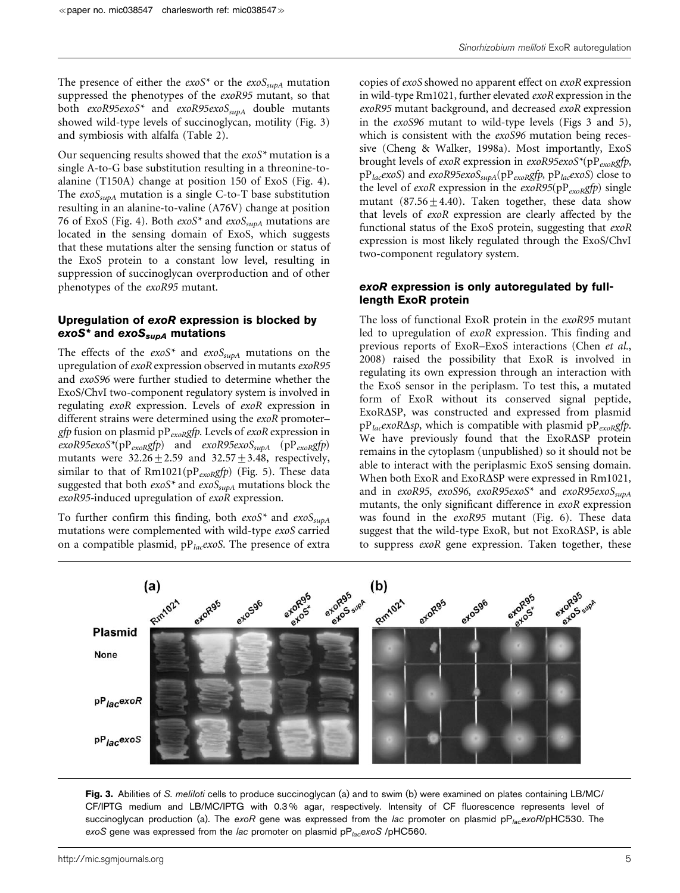The presence of either the $exoS^*$ or the $exoS_{supA}$ mutation suppressed the phenotypes of the *exoR95* mutant, so that both $exoR95exoS^*$ and $exoR95exoS_{supA}$ double mutants showed wild-type levels of succinoglycan, motility (Fig. 3) and symbiosis with alfalfa (Table 2).

Our sequencing results showed that the $exoS^*$ mutation is a single A-to-G base substitution resulting in a threonine-to-alanine (T150A) change at position 150 of ExoS (Fig. 4). The $exoS_{supA}$ mutation is a single C-to-T base substitution resulting in an alanine-to-valine (A76V) change at position 76 of ExoS (Fig. 4). Both $exoS^*$ and $exoS_{supA}$ mutations are located in the sensing domain of ExoS, which suggests that these mutations alter the sensing function or status of the ExoS protein to a constant low level, resulting in suppression of succinoglycan overproduction and of other phenotypes of the *exoR95* mutant.

### Upregulation of *exoR* expression is blocked by $exoS^*$ and $exoS_{supA}$ mutations

The effects of the $exoS^*$ and $exoS_{supA}$ mutations on the upregulation of *exoR* expression observed in mutants *exoR95* and *exoS96* were further studied to determine whether the ExoS/ChvI two-component regulatory system is involved in regulating *exoR* expression. Levels of *exoR* expression in different strains were determined using the *exoR* promoter–*gfp* fusion on plasmid $pP_{exoR}gfp$. Levels of *exoR* expression in $exoR95exoS^*(pP_{exoR}gfp)$ and $exoR95exoS_{supA}$ $(pP_{exoR}gfp)$ mutants were $32.26 \pm 2.59$ and $32.57 \pm 3.48$, respectively, similar to that of Rm1021($pP_{exoR}gfp$) (Fig. 5). These data suggested that both $exoS^*$ and $exoS_{supA}$ mutations block the *exoR95*-induced upregulation of *exoR* expression.

To further confirm this finding, both $exoS^*$ and $exoS_{supA}$ mutations were complemented with wild-type *exoS* carried on a compatible plasmid, $pP_{lac}exoS$. The presence of extra copies of *exoS* showed no apparent effect on *exoR* expression in wild-type Rm1021, further elevated *exoR* expression in the *exoR95* mutant background, and decreased *exoR* expression in the *exoS96* mutant to wild-type levels (Figs 3 and 5), which is consistent with the *exoS96* mutation being recessive (Cheng & Walker, 1998a). Most importantly, ExoS brought levels of *exoR* expression in $exoR95exoS^*(pP_{exoR}gfp,$ $pP_{lac}exoS)$ and $exoR95exoS_{supA}(pP_{exoR}gfp,$ $pP_{lac}exoS)$ close to the level of *exoR* expression in the $exoR95(pP_{exoR}gfp)$ single mutant ($87.56 \pm 4.40$). Taken together, these data show that levels of *exoR* expression are clearly affected by the functional status of the ExoS protein, suggesting that *exoR* expression is most likely regulated through the ExoS/ChvI two-component regulatory system.

### *exoR* expression is only autoregulated by full-length ExoR protein

The loss of functional ExoR protein in the *exoR95* mutant led to upregulation of *exoR* expression. This finding and previous reports of ExoR–ExoS interactions (Chen *et al.*, 2008) raised the possibility that ExoR is involved in regulating its own expression through an interaction with the ExoS sensor in the periplasm. To test this, a mutated form of ExoR without its conserved signal peptide, ExoRΔSP, was constructed and expressed from plasmid $pP_{lac}exoR\Delta sp$, which is compatible with plasmid $pP_{exoR}gfp$. We have previously found that the ExoRΔSP protein remains in the cytoplasm (unpublished) so it should not be able to interact with the periplasmic ExoS sensing domain. When both ExoR and ExoRΔSP were expressed in Rm1021, and in *exoR95*, *exoS96*, $exoR95exoS^*$ and $exoR95exoS_{supA}$ mutants, the only significant difference in *exoR* expression was found in the *exoR95* mutant (Fig. 6). These data suggest that the wild-type ExoR, but not ExoRΔSP, is able to suppress *exoR* gene expression. Taken together, these

**Fig. 3.** Abilities of *S. meliloti* cells to produce succinoglycan (a) and to swim (b) were examined on plates containing LB/MC/CF/IPTG medium and LB/MC/IPTG with 0.3 % agar, respectively. Intensity of CF fluorescence represents level of succinoglycan production (a). The *exoR* gene was expressed from the *lac* promoter on plasmid $pP_{lac}exoR$/pHC530. The *exoS* gene was expressed from the *lac* promoter on plasmid $pP_{lac}exoS$ /pHC560.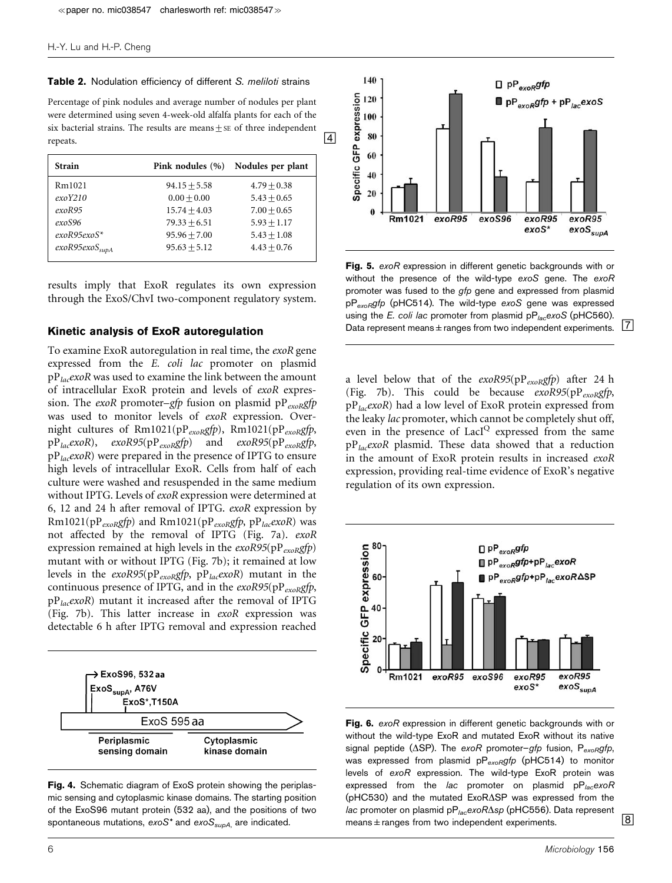**Table 2.** Nodulation efficiency of different *S. meliloti* strains

Percentage of pink nodules and average number of nodules per plant were determined using seven 4-week-old alfalfa plants for each of the six bacterial strains. The results are means ± SE of three independent repeats.

| Strain | Pink nodules (%) | Nodules per plant |
|---|---|---|
| Rm1021 | 94.15 ± 5.58 | 4.79 ± 0.38 |
| *exoY210* | 0.00 ± 0.00 | 5.43 ± 0.65 |
| *exoR95* | 15.74 ± 4.03 | 7.00 ± 0.65 |
| *exoS96* | 79.33 ± 6.51 | 5.93 ± 1.17 |
| *exoR95exoS** | 95.96 ± 7.00 | 5.43 ± 1.08 |
| *exoR95exoS$_{supA}$* | 95.63 ± 5.12 | 4.43 ± 0.76 |

results imply that ExoR regulates its own expression through the ExoS/ChvI two-component regulatory system.

### Kinetic analysis of ExoR autoregulation

To examine ExoR autoregulation in real time, the *exoR* gene expressed from the *E. coli lac* promoter on plasmid pP$_{lac}$*exoR* was used to examine the link between the amount of intracellular ExoR protein and levels of *exoR* expression. The *exoR* promoter–*gfp* fusion on plasmid pP$_{exoR}$*gfp* was used to monitor levels of *exoR* expression. Overnight cultures of Rm1021(pP$_{exoR}$*gfp*), Rm1021(pP$_{exoR}$*gfp*, pP$_{lac}$*exoR*), *exoR95*(pP$_{exoR}$*gfp*) and *exoR95*(pP$_{exoR}$*gfp*, pP$_{lac}$*exoR*) were prepared in the presence of IPTG to ensure high levels of intracellular ExoR. Cells from half of each culture were washed and resuspended in the same medium without IPTG. Levels of *exoR* expression were determined at 6, 12 and 24 h after removal of IPTG. *exoR* expression by Rm1021(pP$_{exoR}$*gfp*) and Rm1021(pP$_{exoR}$*gfp*, pP$_{lac}$*exoR*) was not affected by the removal of IPTG (Fig. 7a). *exoR* expression remained at high levels in the *exoR95*(pP$_{exoR}$*gfp*) mutant with or without IPTG (Fig. 7b); it remained at low levels in the *exoR95*(pP$_{exoR}$*gfp*, pP$_{lac}$*exoR*) mutant in the continuous presence of IPTG, and in the *exoR95*(pP$_{exoR}$*gfp*, pP$_{lac}$*exoR*) mutant it increased after the removal of IPTG (Fig. 7b). This latter increase in *exoR* expression was detectable 6 h after IPTG removal and expression reached a level below that of the *exoR95*(pP$_{exoR}$*gfp*) after 24 h (Fig. 7b). This could be because *exoR95*(pP$_{exoR}$*gfp*, pP$_{lac}$*exoR*) had a low level of ExoR protein expressed from the leaky *lac* promoter, which cannot be completely shut off, even in the presence of LacI$^{Q}$ expressed from the same pP$_{lac}$*exoR* plasmid. These data showed that a reduction in the amount of ExoR protein results in increased *exoR* expression, providing real-time evidence of ExoR's negative regulation of its own expression.

**Fig. 4.** Schematic diagram of ExoS protein showing the periplasmic sensing and cytoplasmic kinase domains. The starting position of the ExoS96 mutant protein (532 aa), and the positions of two spontaneous mutations, *exoS** and *exoS$_{supA}$*, are indicated.

**Fig. 5.** *exoR* expression in different genetic backgrounds with or without the presence of the wild-type *exoS* gene. The *exoR* promoter was fused to the *gfp* gene and expressed from plasmid pP$_{exoR}$*gfp* (pHC514). The wild-type *exoS* gene was expressed using the *E. coli lac* promoter from plasmid pP$_{lac}$*exoS* (pHC560). Data represent means ± ranges from two independent experiments.

**Fig. 6.** *exoR* expression in different genetic backgrounds with or without the wild-type ExoR and mutated ExoR without its native signal peptide (ΔSP). The *exoR* promoter–*gfp* fusion, P$_{exoR}$*gfp*, was expressed from plasmid pP$_{exoR}$*gfp* (pHC514) to monitor levels of *exoR* expression. The wild-type ExoR protein was expressed from the *lac* promoter on plasmid pP$_{lac}$*exoR* (pHC530) and the mutated ExoRΔSP was expressed from the *lac* promoter on plasmid pP$_{lac}$*exoR*Δ*sp* (pHC556). Data represent means ± ranges from two independent experiments.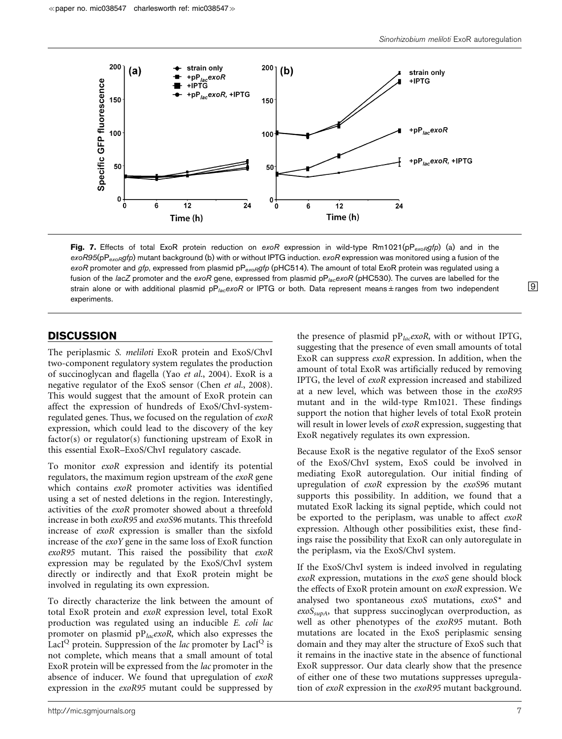**Fig. 7.** Effects of total ExoR protein reduction on *exoR* expression in wild-type Rm1021(p$P_{exoR}$*gfp*) (a) and in the *exoR95*(p$P_{exoR}$*gfp*) mutant background (b) with or without IPTG induction. *exoR* expression was monitored using a fusion of the *exoR* promoter and *gfp*, expressed from plasmid p$P_{exoR}$*gfp* (pHC514). The amount of total ExoR protein was regulated using a fusion of the *lacZ* promoter and the *exoR* gene, expressed from plasmid p$P_{lac}$*exoR* (pHC530). The curves are labelled for the strain alone or with additional plasmid p$P_{lac}$*exoR* or IPTG or both. Data represent means ± ranges from two independent experiments.

## DISCUSSION

The periplasmic *S. meliloti* ExoR protein and ExoS/ChvI two-component regulatory system regulates the production of succinoglycan and flagella (Yao *et al.*, 2004). ExoR is a negative regulator of the ExoS sensor (Chen *et al.*, 2008). This would suggest that the amount of ExoR protein can affect the expression of hundreds of ExoS/ChvI-system-regulated genes. Thus, we focused on the regulation of *exoR* expression, which could lead to the discovery of the key factor(s) or regulator(s) functioning upstream of ExoR in this essential ExoR–ExoS/ChvI regulatory cascade.

To monitor *exoR* expression and identify its potential regulators, the maximum region upstream of the *exoR* gene which contains *exoR* promoter activities was identified using a set of nested deletions in the region. Interestingly, activities of the *exoR* promoter showed about a threefold increase in both *exoR95* and *exoS96* mutants. This threefold increase of *exoR* expression is smaller than the sixfold increase of the *exoY* gene in the same loss of ExoR function *exoR95* mutant. This raised the possibility that *exoR* expression may be regulated by the ExoS/ChvI system directly or indirectly and that ExoR protein might be involved in regulating its own expression.

To directly characterize the link between the amount of total ExoR protein and *exoR* expression level, total ExoR production was regulated using an inducible *E. coli lac* promoter on plasmid p$P_{lac}$*exoR*, which also expresses the $LacI^Q$ protein. Suppression of the *lac* promoter by $LacI^Q$ is not complete, which means that a small amount of total ExoR protein will be expressed from the *lac* promoter in the absence of inducer. We found that upregulation of *exoR* expression in the *exoR95* mutant could be suppressed by the presence of plasmid p$P_{lac}$*exoR*, with or without IPTG, suggesting that the presence of even small amounts of total ExoR can suppress *exoR* expression. In addition, when the amount of total ExoR was artificially reduced by removing IPTG, the level of *exoR* expression increased and stabilized at a new level, which was between those in the *exoR95* mutant and in the wild-type Rm1021. These findings support the notion that higher levels of total ExoR protein will result in lower levels of *exoR* expression, suggesting that ExoR negatively regulates its own expression.

Because ExoR is the negative regulator of the ExoS sensor of the ExoS/ChvI system, ExoS could be involved in mediating ExoR autoregulation. Our initial finding of upregulation of *exoR* expression by the *exoS96* mutant supports this possibility. In addition, we found that a mutated ExoR lacking its signal peptide, which could not be exported to the periplasm, was unable to affect *exoR* expression. Although other possibilities exist, these findings raise the possibility that ExoR can only autoregulate in the periplasm, via the ExoS/ChvI system.

If the ExoS/ChvI system is indeed involved in regulating *exoR* expression, mutations in the *exoS* gene should block the effects of ExoR protein amount on *exoR* expression. We analysed two spontaneous *exoS* mutations, *exoS\** and $exoS_{supA}$, that suppress succinoglycan overproduction, as well as other phenotypes of the *exoR95* mutant. Both mutations are located in the ExoS periplasmic sensing domain and they may alter the structure of ExoS such that it remains in the inactive state in the absence of functional ExoR suppressor. Our data clearly show that the presence of either one of these two mutations suppresses upregulation of *exoR* expression in the *exoR95* mutant background.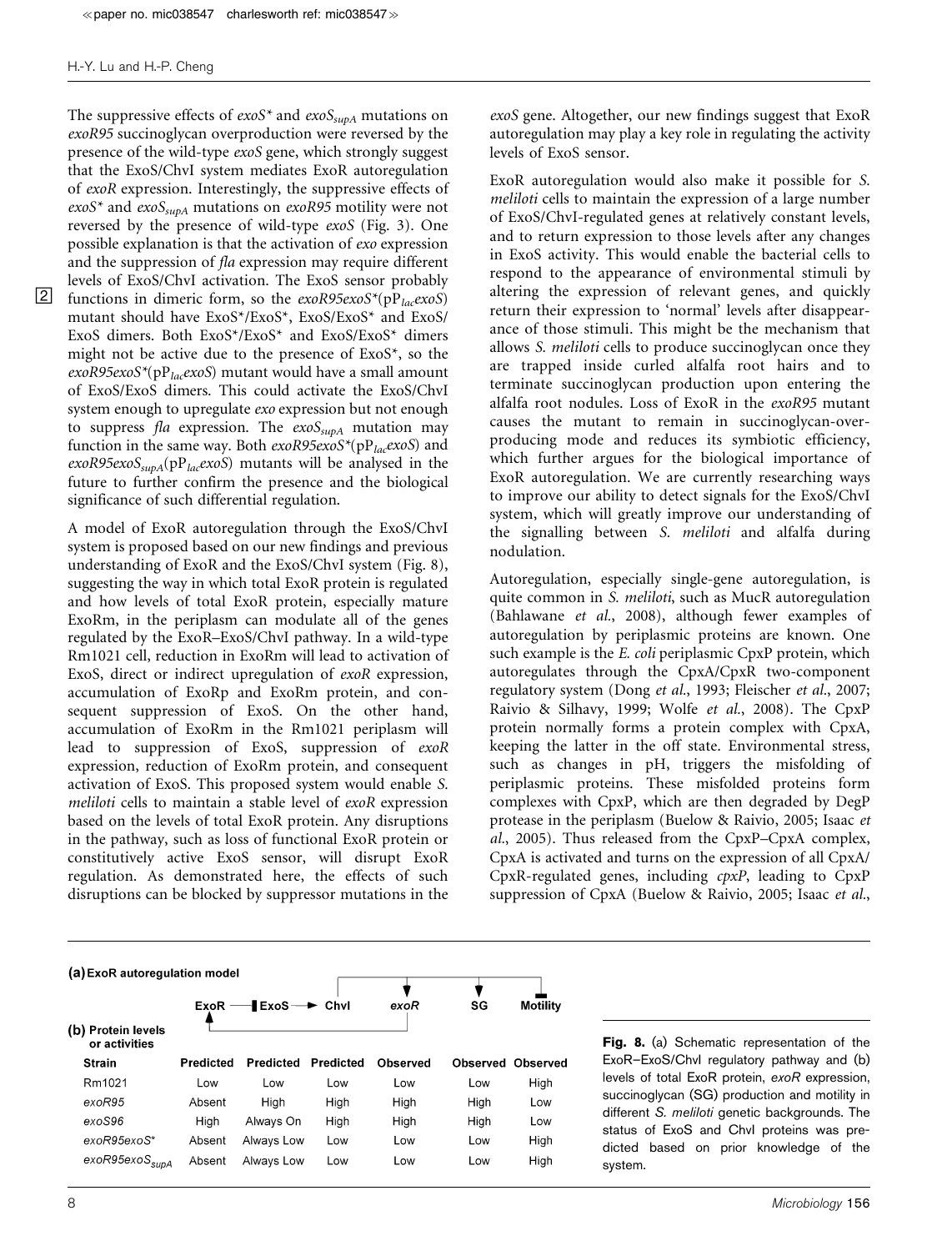The suppressive effects of *exoS\** and *exoS*$_{supA}$ mutations on *exoR95* succinoglycan overproduction were reversed by the presence of the wild-type *exoS* gene, which strongly suggest that the ExoS/ChvI system mediates ExoR autoregulation of *exoR* expression. Interestingly, the suppressive effects of *exoS\** and *exoS*$_{supA}$ mutations on *exoR95* motility were not reversed by the presence of wild-type *exoS* (Fig. 3). One possible explanation is that the activation of *exo* expression and the suppression of *fla* expression may require different levels of ExoS/ChvI activation. The ExoS sensor probably functions in dimeric form, so the *exoR95exoS\**(pP$_{lac}$*exoS*) mutant should have ExoS\*/ExoS\*, ExoS/ExoS\* and ExoS/ExoS dimers. Both ExoS\*/ExoS\* and ExoS/ExoS\* dimers might not be active due to the presence of ExoS\*, so the *exoR95exoS\**(pP$_{lac}$*exoS*) mutant would have a small amount of ExoS/ExoS dimers. This could activate the ExoS/ChvI system enough to upregulate *exo* expression but not enough to suppress *fla* expression. The *exoS*$_{supA}$ mutation may function in the same way. Both *exoR95exoS\**(pP$_{lac}$*exoS*) and *exoR95exoS*$_{supA}$(pP$_{lac}$*exoS*) mutants will be analysed in the future to further confirm the presence and the biological significance of such differential regulation.

A model of ExoR autoregulation through the ExoS/ChvI system is proposed based on our new findings and previous understanding of ExoR and the ExoS/ChvI system (Fig. 8), suggesting the way in which total ExoR protein is regulated and how levels of total ExoR protein, especially mature ExoRm, in the periplasm can modulate all of the genes regulated by the ExoR–ExoS/ChvI pathway. In a wild-type Rm1021 cell, reduction in ExoRm will lead to activation of ExoS, direct or indirect upregulation of *exoR* expression, accumulation of ExoRp and ExoRm protein, and consequent suppression of ExoS. On the other hand, accumulation of ExoRm in the Rm1021 periplasm will lead to suppression of ExoS, suppression of *exoR* expression, reduction of ExoRm protein, and consequent activation of ExoS. This proposed system would enable *S. meliloti* cells to maintain a stable level of *exoR* expression based on the levels of total ExoR protein. Any disruptions in the pathway, such as loss of functional ExoR protein or constitutively active ExoS sensor, will disrupt ExoR regulation. As demonstrated here, the effects of such disruptions can be blocked by suppressor mutations in the *exoS* gene. Altogether, our new findings suggest that ExoR autoregulation may play a key role in regulating the activity levels of ExoS sensor.

ExoR autoregulation would also make it possible for *S. meliloti* cells to maintain the expression of a large number of ExoS/ChvI-regulated genes at relatively constant levels, and to return expression to those levels after any changes in ExoS activity. This would enable the bacterial cells to respond to the appearance of environmental stimuli by altering the expression of relevant genes, and quickly return their expression to 'normal' levels after disappearance of those stimuli. This might be the mechanism that allows *S. meliloti* cells to produce succinoglycan once they are trapped inside curled alfalfa root hairs and to terminate succinoglycan production upon entering the alfalfa root nodules. Loss of ExoR in the *exoR95* mutant causes the mutant to remain in succinoglycan-overproducing mode and reduces its symbiotic efficiency, which further argues for the biological importance of ExoR autoregulation. We are currently researching ways to improve our ability to detect signals for the ExoS/ChvI system, which will greatly improve our understanding of the signalling between *S. meliloti* and alfalfa during nodulation.

Autoregulation, especially single-gene autoregulation, is quite common in *S. meliloti*, such as MucR autoregulation (Bahlawane *et al.*, 2008), although fewer examples of autoregulation by periplasmic proteins are known. One such example is the *E. coli* periplasmic CpxP protein, which autoregulates through the CpxA/CpxR two-component regulatory system (Dong *et al.*, 1993; Fleischer *et al.*, 2007; Raivio & Silhavy, 1999; Wolfe *et al.*, 2008). The CpxP protein normally forms a protein complex with CpxA, keeping the latter in the off state. Environmental stress, such as changes in pH, triggers the misfolding of periplasmic proteins. These misfolded proteins form complexes with CpxP, which are then degraded by DegP protease in the periplasm (Buelow & Raivio, 2005; Isaac *et al.*, 2005). Thus released from the CpxP–CpxA complex, CpxA is activated and turns on the expression of all CpxA/CpxR-regulated genes, including *cpxP*, leading to CpxP suppression of CpxA (Buelow & Raivio, 2005; Isaac *et al.*,

**(a) ExoR autoregulation model**

ExoR —| ExoS → ChvI → *exoR*, SG, —| Motility; *exoR* → ExoR

**(b) Protein levels or activities**

| Strain | ExoR | ExoS | ChvI | *exoR* | SG | Motility |
|---|---|---|---|---|---|---|
| | Predicted | Predicted | Predicted | Observed | Observed | Observed |
| Rm1021 | Low | Low | Low | Low | Low | High |
| *exoR95* | Absent | High | High | High | High | Low |
| *exoS96* | High | Always On | High | High | High | Low |
| *exoR95exoS\** | Absent | Always Low | Low | Low | Low | High |
| *exoR95exoS*$_{supA}$ | Absent | Always Low | Low | Low | Low | High |

**Fig. 8.** (a) Schematic representation of the ExoR–ExoS/ChvI regulatory pathway and (b) levels of total ExoR protein, *exoR* expression, succinoglycan (SG) production and motility in different *S. meliloti* genetic backgrounds. The status of ExoS and ChvI proteins was predicted based on prior knowledge of the system.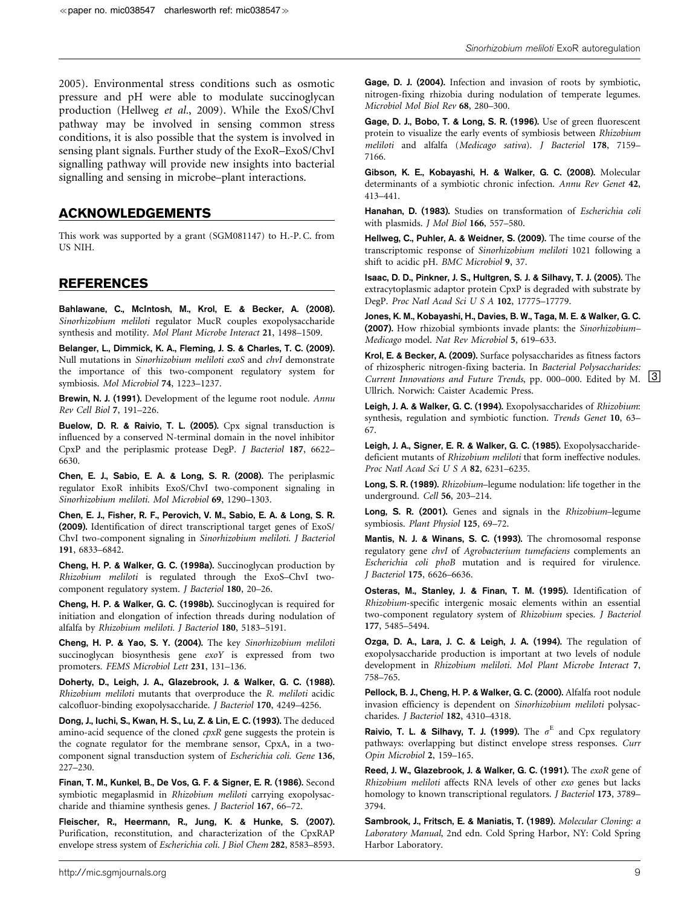2005). Environmental stress conditions such as osmotic pressure and pH were able to modulate succinoglycan production (Hellweg *et al.*, 2009). While the ExoS/ChvI pathway may be involved in sensing common stress conditions, it is also possible that the system is involved in sensing plant signals. Further study of the ExoR–ExoS/ChvI signalling pathway will provide new insights into bacterial signalling and sensing in microbe–plant interactions.

## ACKNOWLEDGEMENTS

This work was supported by a grant (SGM081147) to H.-P. C. from US NIH.

## REFERENCES

**Bahlawane, C., McIntosh, M., Krol, E. & Becker, A. (2008).** *Sinorhizobium meliloti* regulator MucR couples exopolysaccharide synthesis and motility. *Mol Plant Microbe Interact* **21**, 1498–1509.

**Belanger, L., Dimmick, K. A., Fleming, J. S. & Charles, T. C. (2009).** Null mutations in *Sinorhizobium meliloti exoS* and *chvI* demonstrate the importance of this two-component regulatory system for symbiosis. *Mol Microbiol* **74**, 1223–1237.

**Brewin, N. J. (1991).** Development of the legume root nodule. *Annu Rev Cell Biol* **7**, 191–226.

**Buelow, D. R. & Raivio, T. L. (2005).** Cpx signal transduction is influenced by a conserved N-terminal domain in the novel inhibitor CpxP and the periplasmic protease DegP. *J Bacteriol* **187**, 6622–6630.

**Chen, E. J., Sabio, E. A. & Long, S. R. (2008).** The periplasmic regulator ExoR inhibits ExoS/ChvI two-component signaling in *Sinorhizobium meliloti*. *Mol Microbiol* **69**, 1290–1303.

**Chen, E. J., Fisher, R. F., Perovich, V. M., Sabio, E. A. & Long, S. R. (2009).** Identification of direct transcriptional target genes of ExoS/ChvI two-component signaling in *Sinorhizobium meliloti*. *J Bacteriol* **191**, 6833–6842.

**Cheng, H. P. & Walker, G. C. (1998a).** Succinoglycan production by *Rhizobium meliloti* is regulated through the ExoS–ChvI two-component regulatory system. *J Bacteriol* **180**, 20–26.

**Cheng, H. P. & Walker, G. C. (1998b).** Succinoglycan is required for initiation and elongation of infection threads during nodulation of alfalfa by *Rhizobium meliloti*. *J Bacteriol* **180**, 5183–5191.

**Cheng, H. P. & Yao, S. Y. (2004).** The key *Sinorhizobium meliloti* succinoglycan biosynthesis gene *exoY* is expressed from two promoters. *FEMS Microbiol Lett* **231**, 131–136.

**Doherty, D., Leigh, J. A., Glazebrook, J. & Walker, G. C. (1988).** *Rhizobium meliloti* mutants that overproduce the *R. meliloti* acidic calcofluor-binding exopolysaccharide. *J Bacteriol* **170**, 4249–4256.

**Dong, J., Iuchi, S., Kwan, H. S., Lu, Z. & Lin, E. C. (1993).** The deduced amino-acid sequence of the cloned *cpxR* gene suggests the protein is the cognate regulator for the membrane sensor, CpxA, in a two-component signal transduction system of *Escherichia coli*. *Gene* **136**, 227–230.

**Finan, T. M., Kunkel, B., De Vos, G. F. & Signer, E. R. (1986).** Second symbiotic megaplasmid in *Rhizobium meliloti* carrying exopolysaccharide and thiamine synthesis genes. *J Bacteriol* **167**, 66–72.

**Fleischer, R., Heermann, R., Jung, K. & Hunke, S. (2007).** Purification, reconstitution, and characterization of the CpxRAP envelope stress system of *Escherichia coli*. *J Biol Chem* **282**, 8583–8593.

**Gage, D. J. (2004).** Infection and invasion of roots by symbiotic, nitrogen-fixing rhizobia during nodulation of temperate legumes. *Microbiol Mol Biol Rev* **68**, 280–300.

**Gage, D. J., Bobo, T. & Long, S. R. (1996).** Use of green fluorescent protein to visualize the early events of symbiosis between *Rhizobium meliloti* and alfalfa (*Medicago sativa*). *J Bacteriol* **178**, 7159–7166.

**Gibson, K. E., Kobayashi, H. & Walker, G. C. (2008).** Molecular determinants of a symbiotic chronic infection. *Annu Rev Genet* **42**, 413–441.

**Hanahan, D. (1983).** Studies on transformation of *Escherichia coli* with plasmids. *J Mol Biol* **166**, 557–580.

**Hellweg, C., Puhler, A. & Weidner, S. (2009).** The time course of the transcriptomic response of *Sinorhizobium meliloti* 1021 following a shift to acidic pH. *BMC Microbiol* **9**, 37.

**Isaac, D. D., Pinkner, J. S., Hultgren, S. J. & Silhavy, T. J. (2005).** The extracytoplasmic adaptor protein CpxP is degraded with substrate by DegP. *Proc Natl Acad Sci U S A* **102**, 17775–17779.

**Jones, K. M., Kobayashi, H., Davies, B. W., Taga, M. E. & Walker, G. C. (2007).** How rhizobial symbionts invade plants: the *Sinorhizobium–Medicago* model. *Nat Rev Microbiol* **5**, 619–633.

**Krol, E. & Becker, A. (2009).** Surface polysaccharides as fitness factors of rhizospheric nitrogen-fixing bacteria. In *Bacterial Polysaccharides: Current Innovations and Future Trends*, pp. 000–000. Edited by M. Ullrich. Norwich: Caister Academic Press. [3]

**Leigh, J. A. & Walker, G. C. (1994).** Exopolysaccharides of *Rhizobium*: synthesis, regulation and symbiotic function. *Trends Genet* **10**, 63–67.

**Leigh, J. A., Signer, E. R. & Walker, G. C. (1985).** Exopolysaccharide-deficient mutants of *Rhizobium meliloti* that form ineffective nodules. *Proc Natl Acad Sci U S A* **82**, 6231–6235.

**Long, S. R. (1989).** *Rhizobium*–legume nodulation: life together in the underground. *Cell* **56**, 203–214.

**Long, S. R. (2001).** Genes and signals in the *Rhizobium*–legume symbiosis. *Plant Physiol* **125**, 69–72.

**Mantis, N. J. & Winans, S. C. (1993).** The chromosomal response regulatory gene *chvI* of *Agrobacterium tumefaciens* complements an *Escherichia coli phoB* mutation and is required for virulence. *J Bacteriol* **175**, 6626–6636.

**Osteras, M., Stanley, J. & Finan, T. M. (1995).** Identification of *Rhizobium*-specific intergenic mosaic elements within an essential two-component regulatory system of *Rhizobium* species. *J Bacteriol* **177**, 5485–5494.

**Ozga, D. A., Lara, J. C. & Leigh, J. A. (1994).** The regulation of exopolysaccharide production is important at two levels of nodule development in *Rhizobium meliloti*. *Mol Plant Microbe Interact* **7**, 758–765.

**Pellock, B. J., Cheng, H. P. & Walker, G. C. (2000).** Alfalfa root nodule invasion efficiency is dependent on *Sinorhizobium meliloti* polysaccharides. *J Bacteriol* **182**, 4310–4318.

**Raivio, T. L. & Silhavy, T. J. (1999).** The $\sigma^E$ and Cpx regulatory pathways: overlapping but distinct envelope stress responses. *Curr Opin Microbiol* **2**, 159–165.

**Reed, J. W., Glazebrook, J. & Walker, G. C. (1991).** The *exoR* gene of *Rhizobium meliloti* affects RNA levels of other *exo* genes but lacks homology to known transcriptional regulators. *J Bacteriol* **173**, 3789–3794.

**Sambrook, J., Fritsch, E. & Maniatis, T. (1989).** *Molecular Cloning: a Laboratory Manual*, 2nd edn. Cold Spring Harbor, NY: Cold Spring Harbor Laboratory.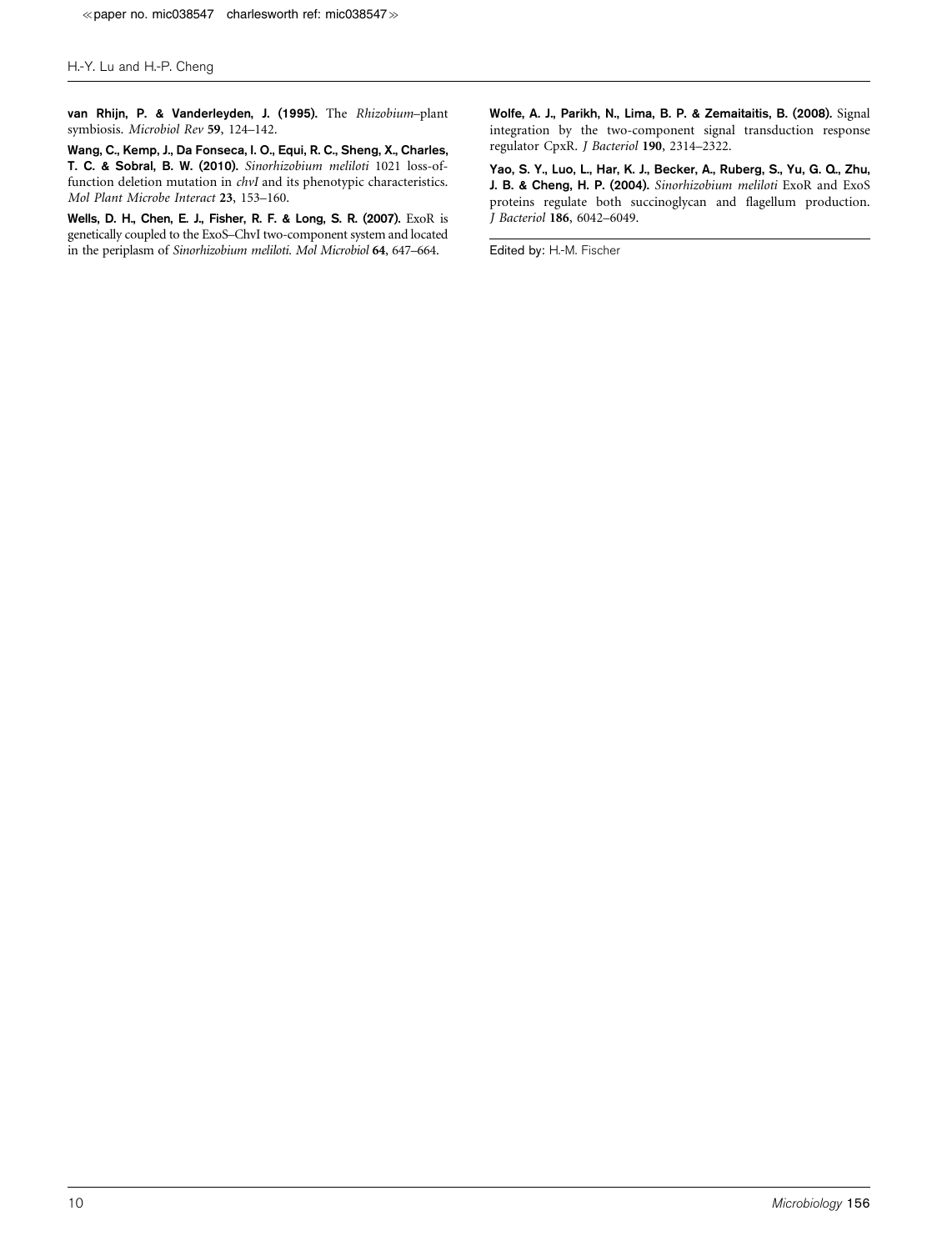**van Rhijn, P. & Vanderleyden, J. (1995).** The *Rhizobium*–plant symbiosis. *Microbiol Rev* **59**, 124–142.

**Wang, C., Kemp, J., Da Fonseca, I. O., Equi, R. C., Sheng, X., Charles, T. C. & Sobral, B. W. (2010).** *Sinorhizobium meliloti* 1021 loss-of-function deletion mutation in *chvI* and its phenotypic characteristics. *Mol Plant Microbe Interact* **23**, 153–160.

**Wells, D. H., Chen, E. J., Fisher, R. F. & Long, S. R. (2007).** ExoR is genetically coupled to the ExoS–ChvI two-component system and located in the periplasm of *Sinorhizobium meliloti*. *Mol Microbiol* **64**, 647–664.

**Wolfe, A. J., Parikh, N., Lima, B. P. & Zemaitaitis, B. (2008).** Signal integration by the two-component signal transduction response regulator CpxR. *J Bacteriol* **190**, 2314–2322.

**Yao, S. Y., Luo, L., Har, K. J., Becker, A., Ruberg, S., Yu, G. Q., Zhu, J. B. & Cheng, H. P. (2004).** *Sinorhizobium meliloti* ExoR and ExoS proteins regulate both succinoglycan and flagellum production. *J Bacteriol* **186**, 6042–6049.

Edited by: H.-M. Fischer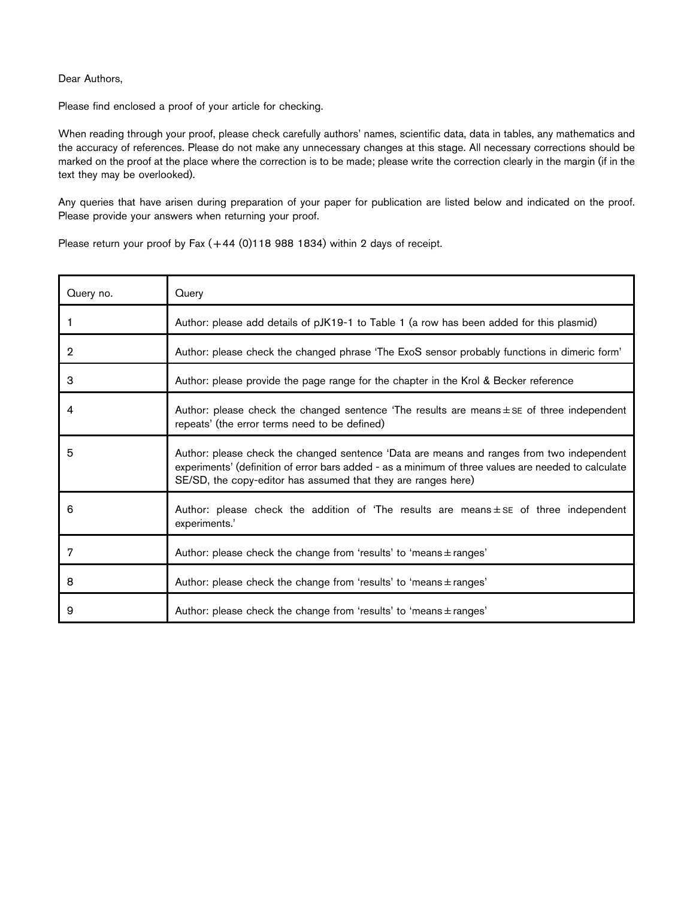Dear Authors,

Please find enclosed a proof of your article for checking.

When reading through your proof, please check carefully authors' names, scientific data, data in tables, any mathematics and the accuracy of references. Please do not make any unnecessary changes at this stage. All necessary corrections should be marked on the proof at the place where the correction is to be made; please write the correction clearly in the margin (if in the text they may be overlooked).

Any queries that have arisen during preparation of your paper for publication are listed below and indicated on the proof. Please provide your answers when returning your proof.

Please return your proof by Fax (+44 (0)118 988 1834) within 2 days of receipt.

| Query no. | Query |
|---|---|
| 1 | Author: please add details of pJK19-1 to Table 1 (a row has been added for this plasmid) |
| 2 | Author: please check the changed phrase 'The ExoS sensor probably functions in dimeric form' |
| 3 | Author: please provide the page range for the chapter in the Krol & Becker reference |
| 4 | Author: please check the changed sentence 'The results are means ± SE of three independent repeats' (the error terms need to be defined) |
| 5 | Author: please check the changed sentence 'Data are means and ranges from two independent experiments' (definition of error bars added - as a minimum of three values are needed to calculate SE/SD, the copy-editor has assumed that they are ranges here) |
| 6 | Author: please check the addition of 'The results are means ± SE of three independent experiments.' |
| 7 | Author: please check the change from 'results' to 'means ± ranges' |
| 8 | Author: please check the change from 'results' to 'means ± ranges' |
| 9 | Author: please check the change from 'results' to 'means ± ranges' |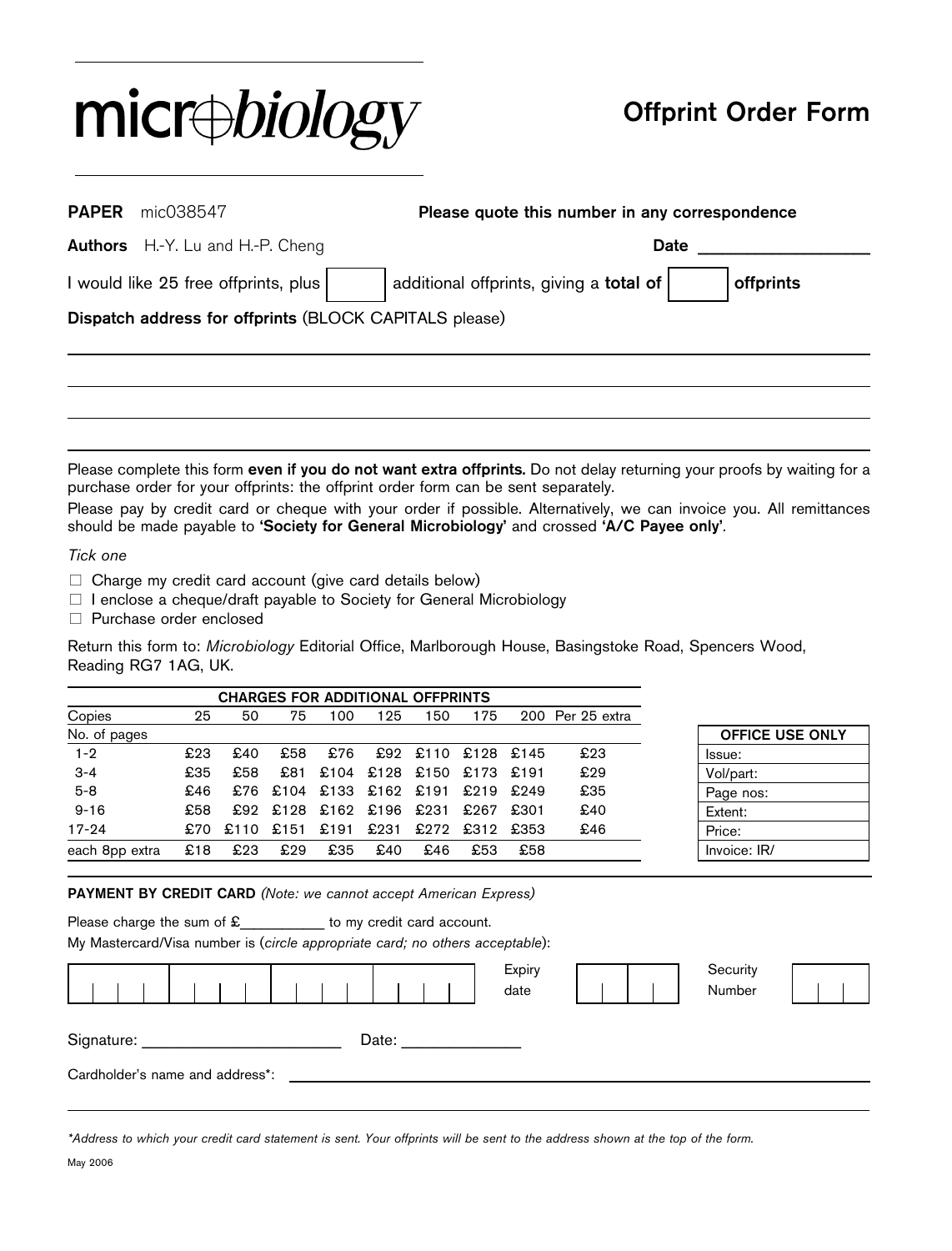# microbiology

## Offprint Order Form

**PAPER** mic038547 **Please quote this number in any correspondence**

**Authors** H.-Y. Lu and H.-P. Cheng **Date** ____________________

I would like 25 free offprints, plus [    ] additional offprints, giving a **total of** [    ] **offprints**

**Dispatch address for offprints** (BLOCK CAPITALS please)

_______________________________________________

_______________________________________________

_______________________________________________

_______________________________________________

Please complete this form **even if you do not want extra offprints.** Do not delay returning your proofs by waiting for a purchase order for your offprints: the offprint order form can be sent separately.

Please pay by credit card or cheque with your order if possible. Alternatively, we can invoice you. All remittances should be made payable to **'Society for General Microbiology'** and crossed **'A/C Payee only'**.

*Tick one*

- ☐ Charge my credit card account (give card details below)
- ☐ I enclose a cheque/draft payable to Society for General Microbiology
- ☐ Purchase order enclosed

Return this form to: *Microbiology* Editorial Office, Marlborough House, Basingstoke Road, Spencers Wood, Reading RG7 1AG, UK.

**CHARGES FOR ADDITIONAL OFFPRINTS**

| Copies | 25 | 50 | 75 | 100 | 125 | 150 | 175 | 200 | Per 25 extra |
|---|---|---|---|---|---|---|---|---|---|
| No. of pages | | | | | | | | | |
| 1-2 | £23 | £40 | £58 | £76 | £92 | £110 | £128 | £145 | £23 |
| 3-4 | £35 | £58 | £81 | £104 | £128 | £150 | £173 | £191 | £29 |
| 5-8 | £46 | £76 | £104 | £133 | £162 | £191 | £219 | £249 | £35 |
| 9-16 | £58 | £92 | £128 | £162 | £196 | £231 | £267 | £301 | £40 |
| 17-24 | £70 | £110 | £151 | £191 | £231 | £272 | £312 | £353 | £46 |
| each 8pp extra | £18 | £23 | £29 | £35 | £40 | £46 | £53 | £58 | |

| OFFICE USE ONLY |
|---|
| Issue: |
| Vol/part: |
| Page nos: |
| Extent: |
| Price: |
| Invoice: IR/ |

**PAYMENT BY CREDIT CARD** *(Note: we cannot accept American Express)*

Please charge the sum of £__________ to my credit card account.

My Mastercard/Visa number is (*circle appropriate card; no others acceptable*):

[ | | | | | | | | | | | | | | | ] Expiry date [ | | | ] Security Number [ | | ]

Signature: ______________________ Date: _____________

Cardholder's name and address*: _______________________________________________

_______________________________________________

*\*Address to which your credit card statement is sent. Your offprints will be sent to the address shown at the top of the form.*

May 2006